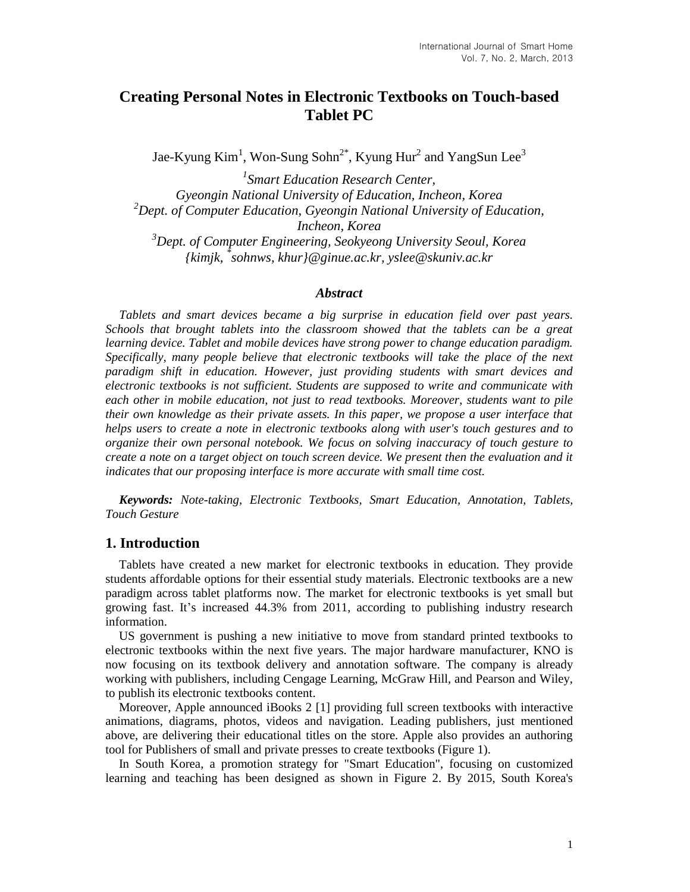# Creating Personal Notes in Electronic Textbooks on Touch-based Tablet PC

Jae-Kyung Kim[1], Won-Sung Sohn[2*], Kyung Hur[2] and YangSun Lee[3]

*[1]Smart Education Research Center,*
*Gyeongin National University of Education, Incheon, Korea*
*[2]Dept. of Computer Education, Gyeongin National University of Education, Incheon, Korea*
*[3]Dept. of Computer Engineering, Seokyeong University Seoul, Korea*
*{kimjk, [*]sohnws, khur}@ginue.ac.kr, yslee@skuniv.ac.kr*

### *Abstract*

*Tablets and smart devices became a big surprise in education field over past years. Schools that brought tablets into the classroom showed that the tablets can be a great learning device. Tablet and mobile devices have strong power to change education paradigm. Specifically, many people believe that electronic textbooks will take the place of the next paradigm shift in education. However, just providing students with smart devices and electronic textbooks is not sufficient. Students are supposed to write and communicate with each other in mobile education, not just to read textbooks. Moreover, students want to pile their own knowledge as their private assets. In this paper, we propose a user interface that helps users to create a note in electronic textbooks along with user's touch gestures and to organize their own personal notebook. We focus on solving inaccuracy of touch gesture to create a note on a target object on touch screen device. We present then the evaluation and it indicates that our proposing interface is more accurate with small time cost.*

***Keywords:** Note-taking, Electronic Textbooks, Smart Education, Annotation, Tablets, Touch Gesture*

## 1. Introduction

Tablets have created a new market for electronic textbooks in education. They provide students affordable options for their essential study materials. Electronic textbooks are a new paradigm across tablet platforms now. The market for electronic textbooks is yet small but growing fast. It's increased 44.3% from 2011, according to publishing industry research information.

US government is pushing a new initiative to move from standard printed textbooks to electronic textbooks within the next five years. The major hardware manufacturer, KNO is now focusing on its textbook delivery and annotation software. The company is already working with publishers, including Cengage Learning, McGraw Hill, and Pearson and Wiley, to publish its electronic textbooks content.

Moreover, Apple announced iBooks 2 [1] providing full screen textbooks with interactive animations, diagrams, photos, videos and navigation. Leading publishers, just mentioned above, are delivering their educational titles on the store. Apple also provides an authoring tool for Publishers of small and private presses to create textbooks (Figure 1).

In South Korea, a promotion strategy for "Smart Education", focusing on customized learning and teaching has been designed as shown in Figure 2. By 2015, South Korea's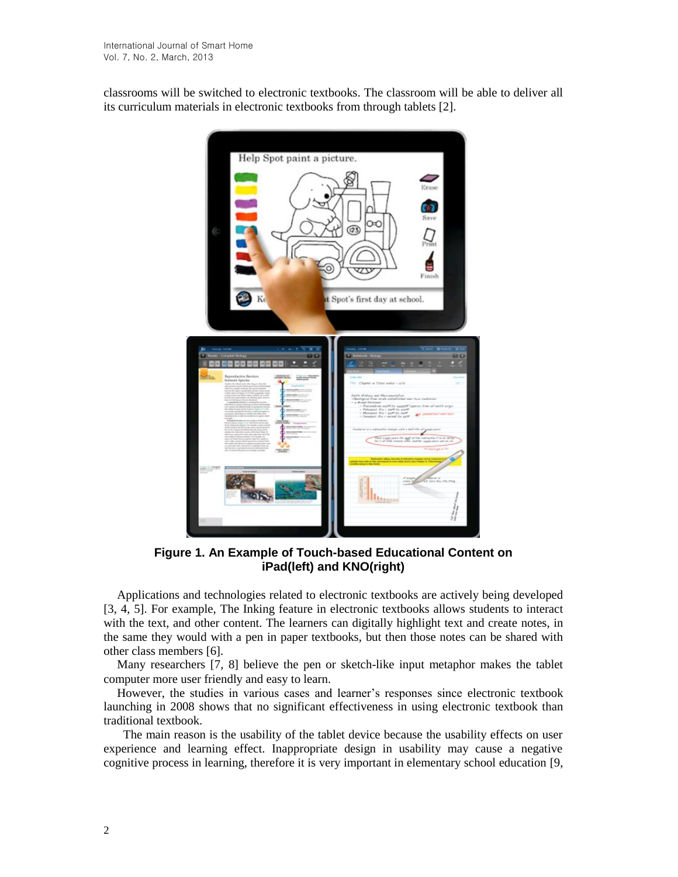classrooms will be switched to electronic textbooks. The classroom will be able to deliver all its curriculum materials in electronic textbooks from through tablets [2].

**Figure 1. An Example of Touch-based Educational Content on iPad(left) and KNO(right)**

Applications and technologies related to electronic textbooks are actively being developed [3, 4, 5]. For example, The Inking feature in electronic textbooks allows students to interact with the text, and other content. The learners can digitally highlight text and create notes, in the same they would with a pen in paper textbooks, but then those notes can be shared with other class members [6].

Many researchers [7, 8] believe the pen or sketch-like input metaphor makes the tablet computer more user friendly and easy to learn.

However, the studies in various cases and learner's responses since electronic textbook launching in 2008 shows that no significant effectiveness in using electronic textbook than traditional textbook.

The main reason is the usability of the tablet device because the usability effects on user experience and learning effect. Inappropriate design in usability may cause a negative cognitive process in learning, therefore it is very important in elementary school education [9,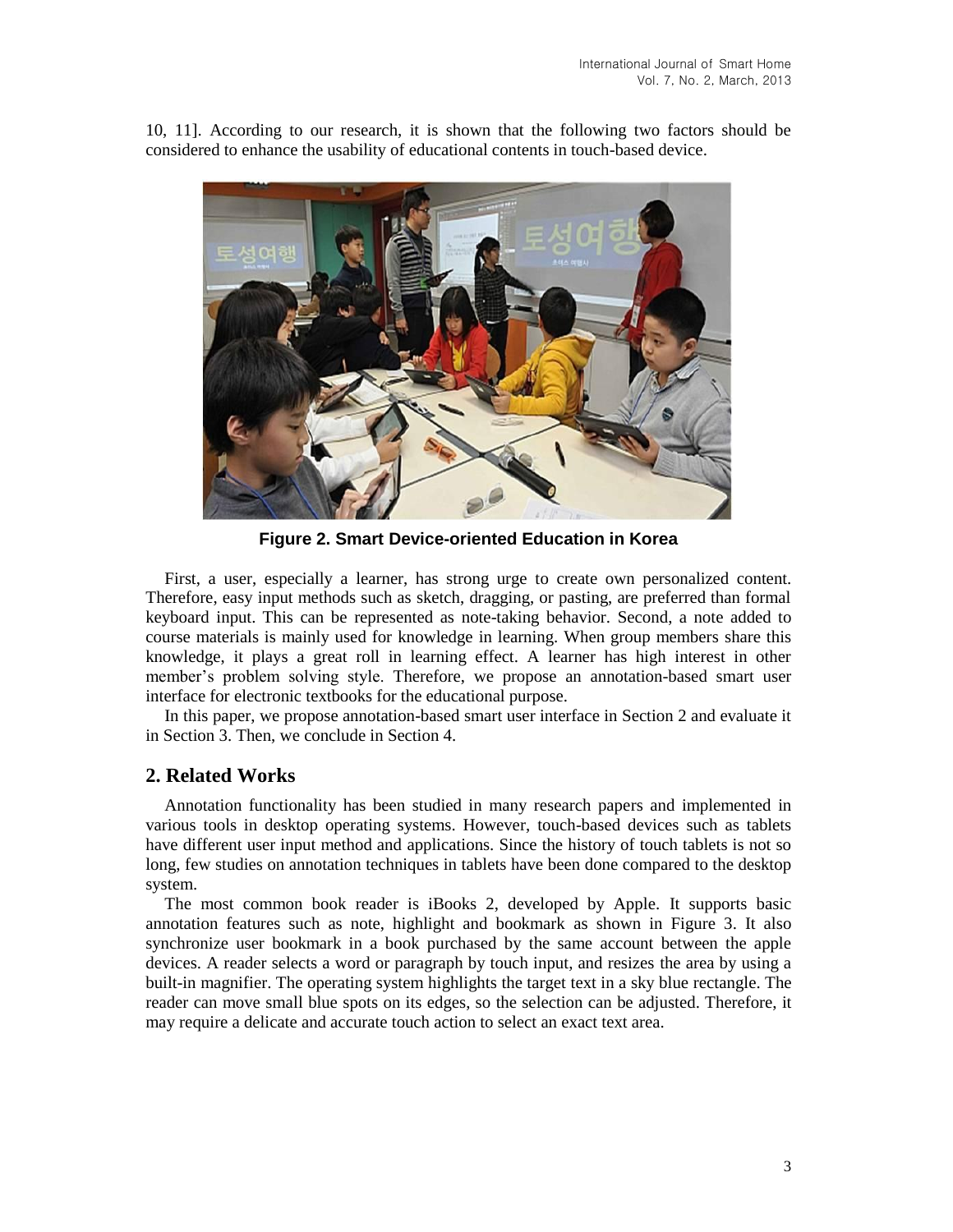10, 11]. According to our research, it is shown that the following two factors should be considered to enhance the usability of educational contents in touch-based device.

**Figure 2. Smart Device-oriented Education in Korea**

First, a user, especially a learner, has strong urge to create own personalized content. Therefore, easy input methods such as sketch, dragging, or pasting, are preferred than formal keyboard input. This can be represented as note-taking behavior. Second, a note added to course materials is mainly used for knowledge in learning. When group members share this knowledge, it plays a great roll in learning effect. A learner has high interest in other member's problem solving style. Therefore, we propose an annotation-based smart user interface for electronic textbooks for the educational purpose.

In this paper, we propose annotation-based smart user interface in Section 2 and evaluate it in Section 3. Then, we conclude in Section 4.

## 2. Related Works

Annotation functionality has been studied in many research papers and implemented in various tools in desktop operating systems. However, touch-based devices such as tablets have different user input method and applications. Since the history of touch tablets is not so long, few studies on annotation techniques in tablets have been done compared to the desktop system.

The most common book reader is iBooks 2, developed by Apple. It supports basic annotation features such as note, highlight and bookmark as shown in Figure 3. It also synchronize user bookmark in a book purchased by the same account between the apple devices. A reader selects a word or paragraph by touch input, and resizes the area by using a built-in magnifier. The operating system highlights the target text in a sky blue rectangle. The reader can move small blue spots on its edges, so the selection can be adjusted. Therefore, it may require a delicate and accurate touch action to select an exact text area.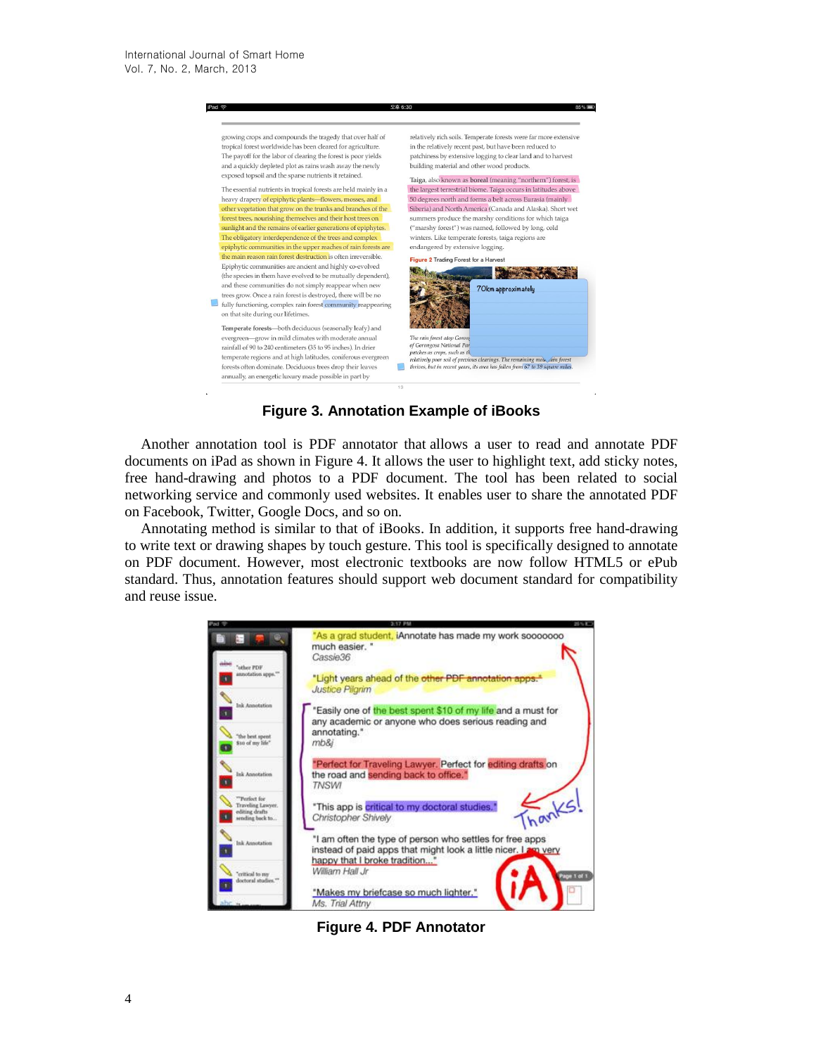**Figure 3. Annotation Example of iBooks**

Another annotation tool is PDF annotator that allows a user to read and annotate PDF documents on iPad as shown in Figure 4. It allows the user to highlight text, add sticky notes, free hand-drawing and photos to a PDF document. The tool has been related to social networking service and commonly used websites. It enables user to share the annotated PDF on Facebook, Twitter, Google Docs, and so on.

Annotating method is similar to that of iBooks. In addition, it supports free hand-drawing to write text or drawing shapes by touch gesture. This tool is specifically designed to annotate on PDF document. However, most electronic textbooks are now follow HTML5 or ePub standard. Thus, annotation features should support web document standard for compatibility and reuse issue.

**Figure 4. PDF Annotator**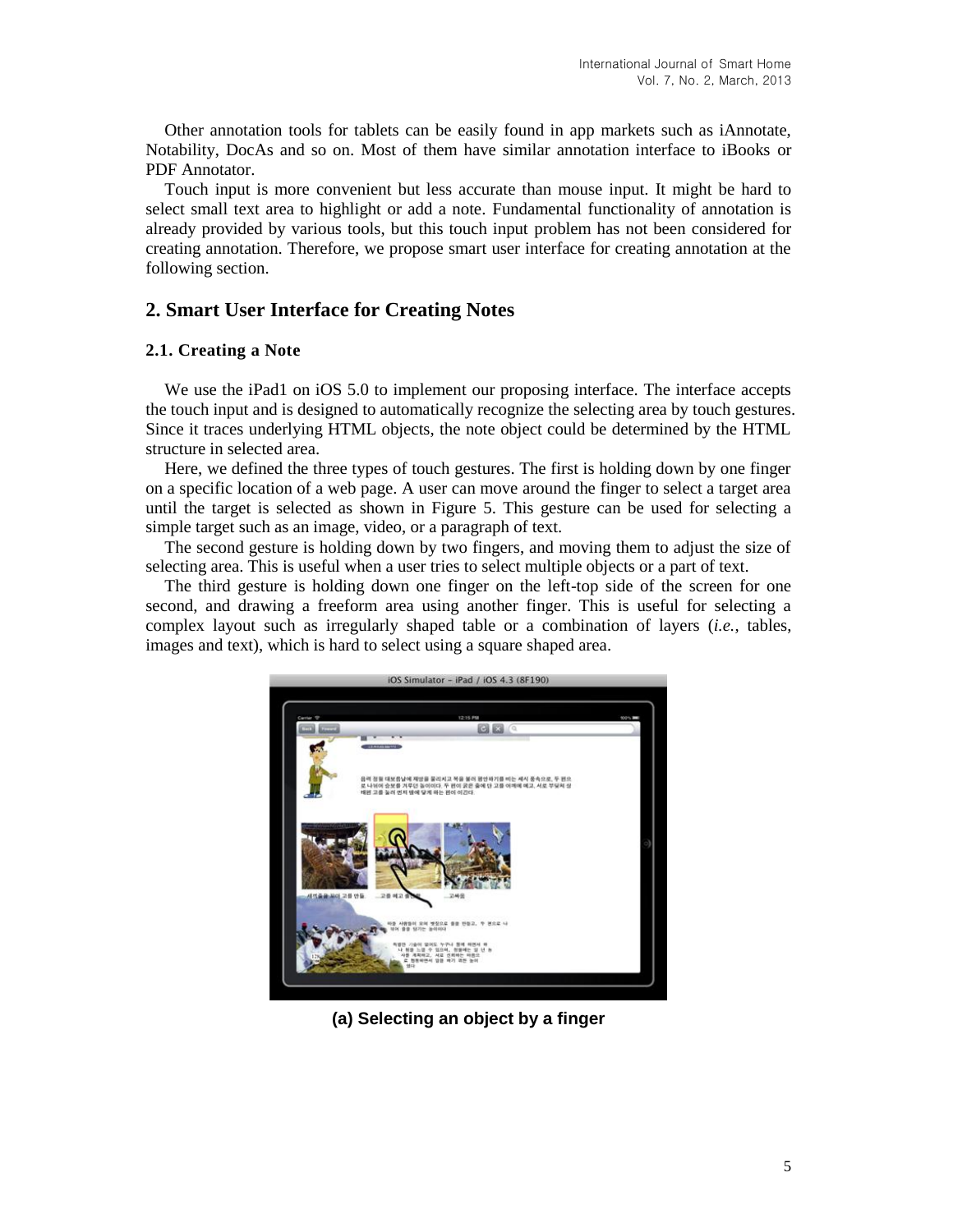Other annotation tools for tablets can be easily found in app markets such as iAnnotate, Notability, DocAs and so on. Most of them have similar annotation interface to iBooks or PDF Annotator.

Touch input is more convenient but less accurate than mouse input. It might be hard to select small text area to highlight or add a note. Fundamental functionality of annotation is already provided by various tools, but this touch input problem has not been considered for creating annotation. Therefore, we propose smart user interface for creating annotation at the following section.

## 2. Smart User Interface for Creating Notes

### 2.1. Creating a Note

We use the iPad1 on iOS 5.0 to implement our proposing interface. The interface accepts the touch input and is designed to automatically recognize the selecting area by touch gestures. Since it traces underlying HTML objects, the note object could be determined by the HTML structure in selected area.

Here, we defined the three types of touch gestures. The first is holding down by one finger on a specific location of a web page. A user can move around the finger to select a target area until the target is selected as shown in Figure 5. This gesture can be used for selecting a simple target such as an image, video, or a paragraph of text.

The second gesture is holding down by two fingers, and moving them to adjust the size of selecting area. This is useful when a user tries to select multiple objects or a part of text.

The third gesture is holding down one finger on the left-top side of the screen for one second, and drawing a freeform area using another finger. This is useful for selecting a complex layout such as irregularly shaped table or a combination of layers (*i.e.*, tables, images and text), which is hard to select using a square shaped area.

**(a) Selecting an object by a finger**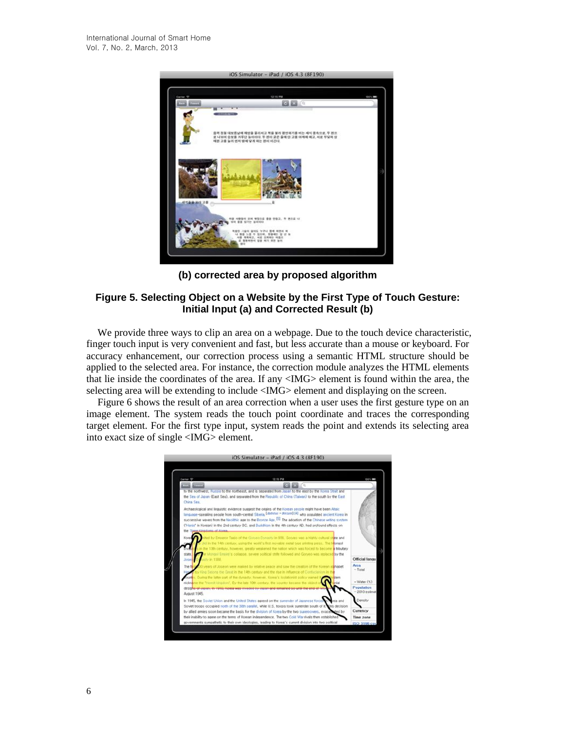**(b) corrected area by proposed algorithm**

**Figure 5. Selecting Object on a Website by the First Type of Touch Gesture: Initial Input (a) and Corrected Result (b)**

We provide three ways to clip an area on a webpage. Due to the touch device characteristic, finger touch input is very convenient and fast, but less accurate than a mouse or keyboard. For accuracy enhancement, our correction process using a semantic HTML structure should be applied to the selected area. For instance, the correction module analyzes the HTML elements that lie inside the coordinates of the area. If any <IMG> element is found within the area, the selecting area will be extending to include <IMG> element and displaying on the screen.

Figure 6 shows the result of an area correction when a user uses the first gesture type on an image element. The system reads the touch point coordinate and traces the corresponding target element. For the first type input, system reads the point and extends its selecting area into exact size of single <IMG> element.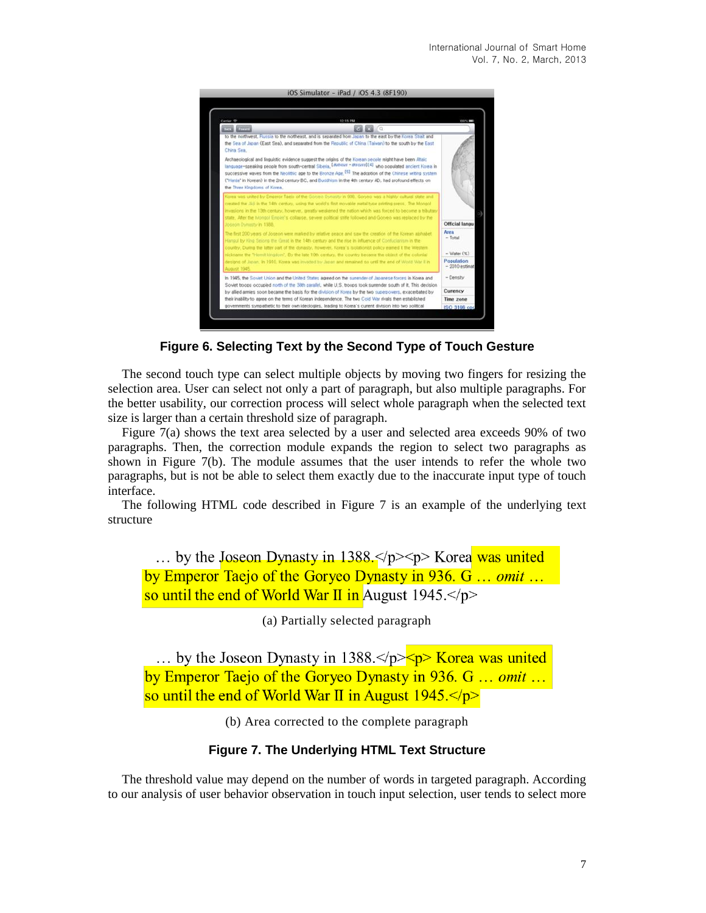**Figure 6. Selecting Text by the Second Type of Touch Gesture**

The second touch type can select multiple objects by moving two fingers for resizing the selection area. User can select not only a part of paragraph, but also multiple paragraphs. For the better usability, our correction process will select whole paragraph when the selected text size is larger than a certain threshold size of paragraph.

Figure 7(a) shows the text area selected by a user and selected area exceeds 90% of two paragraphs. Then, the correction module expands the region to select two paragraphs as shown in Figure 7(b). The module assumes that the user intends to refer the whole two paragraphs, but is not be able to select them exactly due to the inaccurate input type of touch interface.

The following HTML code described in Figure 7 is an example of the underlying text structure

… by the Joseon Dynasty in 1388.</p><p> Korea was united by Emperor Taejo of the Goryeo Dynasty in 936. G … *omit* … so until the end of World War II in August 1945.</p>

(a) Partially selected paragraph

… by the Joseon Dynasty in 1388.</p><p> Korea was united by Emperor Taejo of the Goryeo Dynasty in 936. G … *omit* … so until the end of World War II in August 1945.</p>

(b) Area corrected to the complete paragraph

**Figure 7. The Underlying HTML Text Structure**

The threshold value may depend on the number of words in targeted paragraph. According to our analysis of user behavior observation in touch input selection, user tends to select more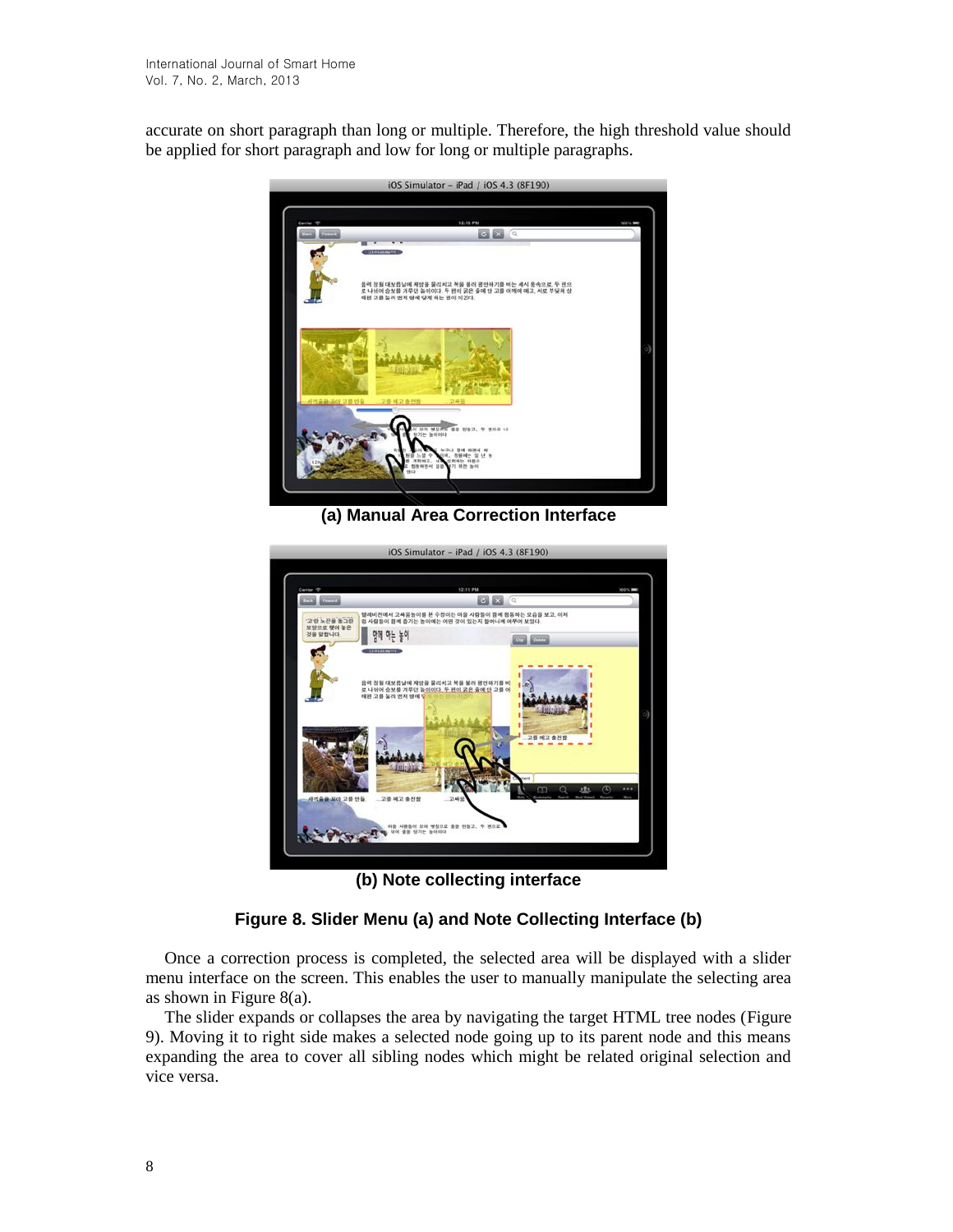accurate on short paragraph than long or multiple. Therefore, the high threshold value should be applied for short paragraph and low for long or multiple paragraphs.

**(a) Manual Area Correction Interface**

**(b) Note collecting interface**

**Figure 8. Slider Menu (a) and Note Collecting Interface (b)**

Once a correction process is completed, the selected area will be displayed with a slider menu interface on the screen. This enables the user to manually manipulate the selecting area as shown in Figure 8(a).

The slider expands or collapses the area by navigating the target HTML tree nodes (Figure 9). Moving it to right side makes a selected node going up to its parent node and this means expanding the area to cover all sibling nodes which might be related original selection and vice versa.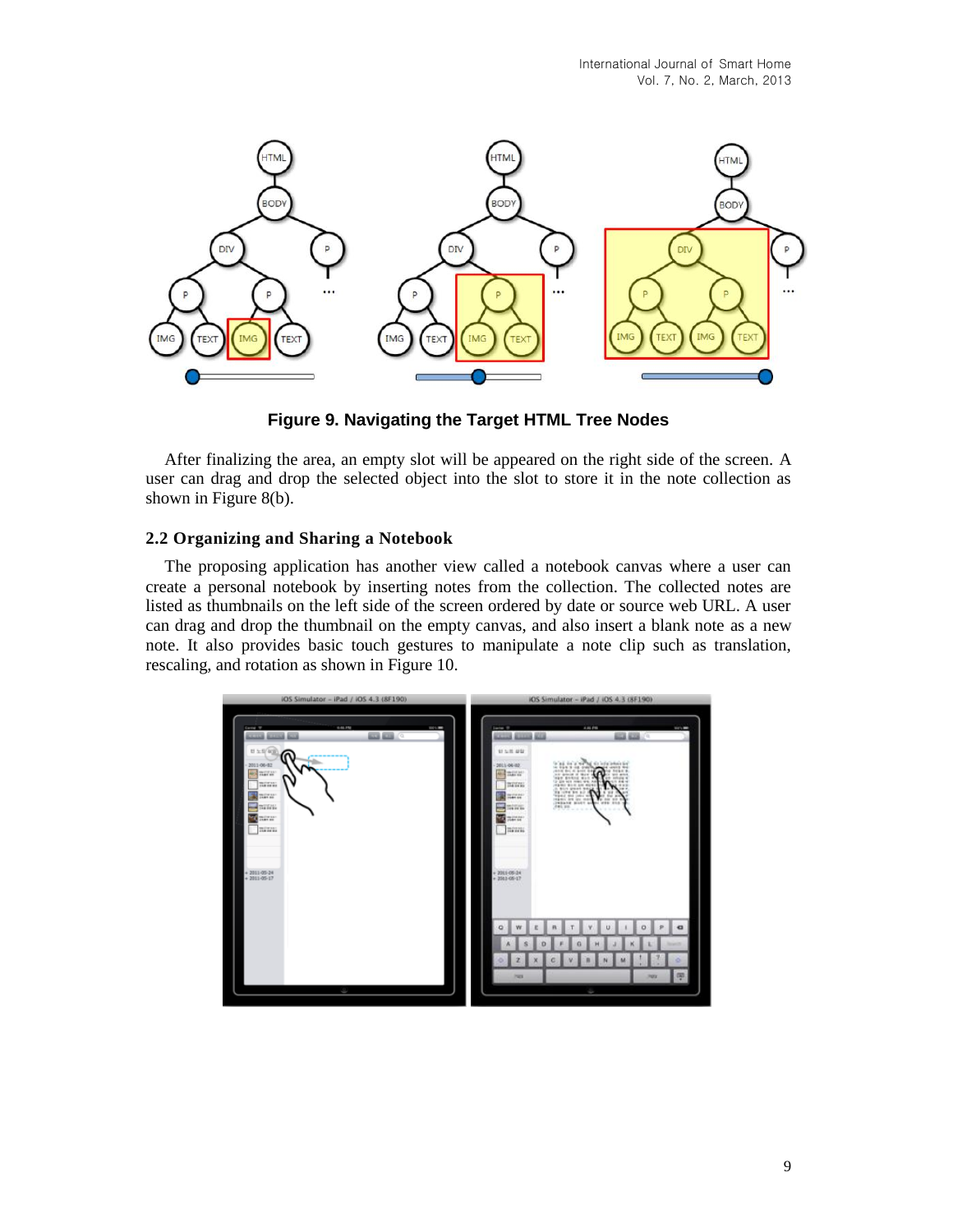Figure 9. Navigating the Target HTML Tree Nodes

After finalizing the area, an empty slot will be appeared on the right side of the screen. A user can drag and drop the selected object into the slot to store it in the note collection as shown in Figure 8(b).

### 2.2 Organizing and Sharing a Notebook

The proposing application has another view called a notebook canvas where a user can create a personal notebook by inserting notes from the collection. The collected notes are listed as thumbnails on the left side of the screen ordered by date or source web URL. A user can drag and drop the thumbnail on the empty canvas, and also insert a blank note as a new note. It also provides basic touch gestures to manipulate a note clip such as translation, rescaling, and rotation as shown in Figure 10.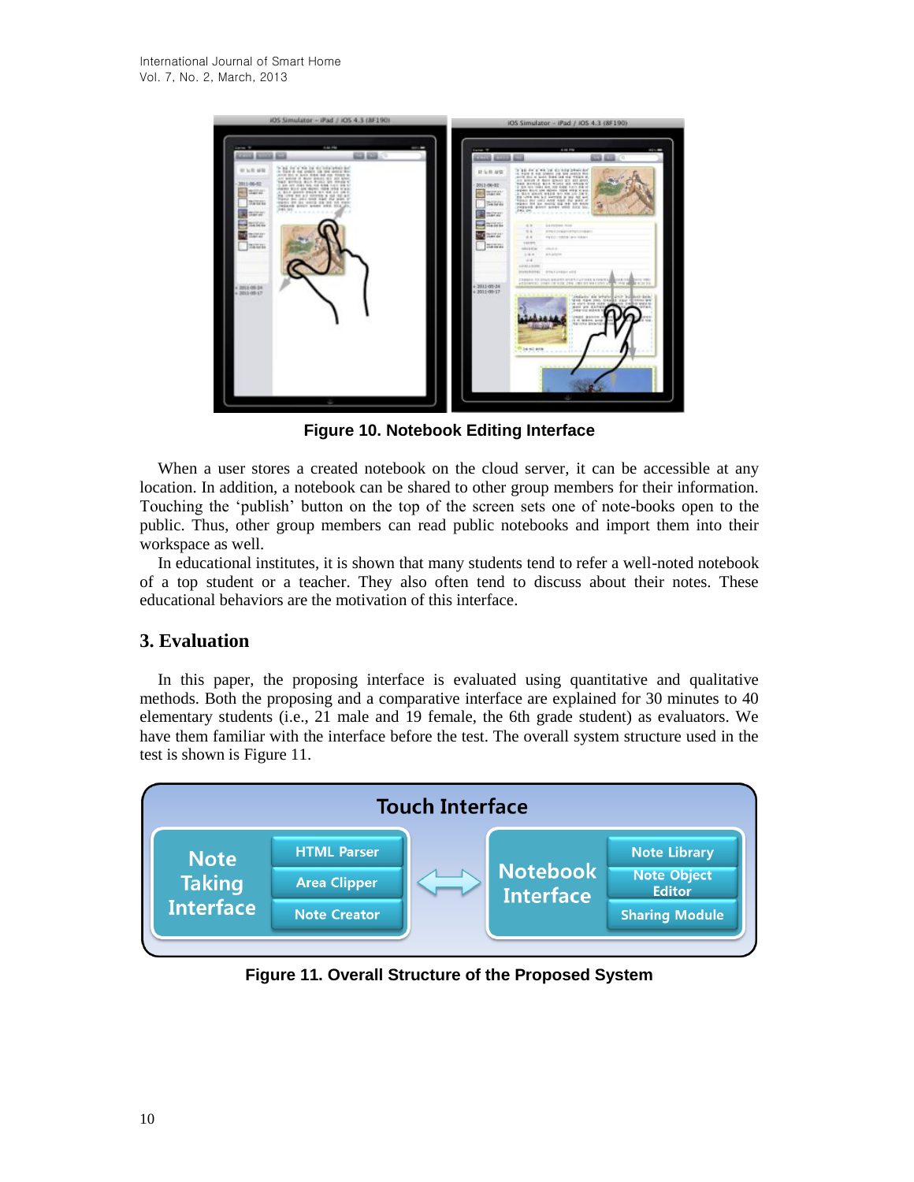Figure 10. Notebook Editing Interface

When a user stores a created notebook on the cloud server, it can be accessible at any location. In addition, a notebook can be shared to other group members for their information. Touching the 'publish' button on the top of the screen sets one of note-books open to the public. Thus, other group members can read public notebooks and import them into their workspace as well.

In educational institutes, it is shown that many students tend to refer a well-noted notebook of a top student or a teacher. They also often tend to discuss about their notes. These educational behaviors are the motivation of this interface.

## 3. Evaluation

In this paper, the proposing interface is evaluated using quantitative and qualitative methods. Both the proposing and a comparative interface are explained for 30 minutes to 40 elementary students (i.e., 21 male and 19 female, the 6th grade student) as evaluators. We have them familiar with the interface before the test. The overall system structure used in the test is shown is Figure 11.

Figure 11. Overall Structure of the Proposed System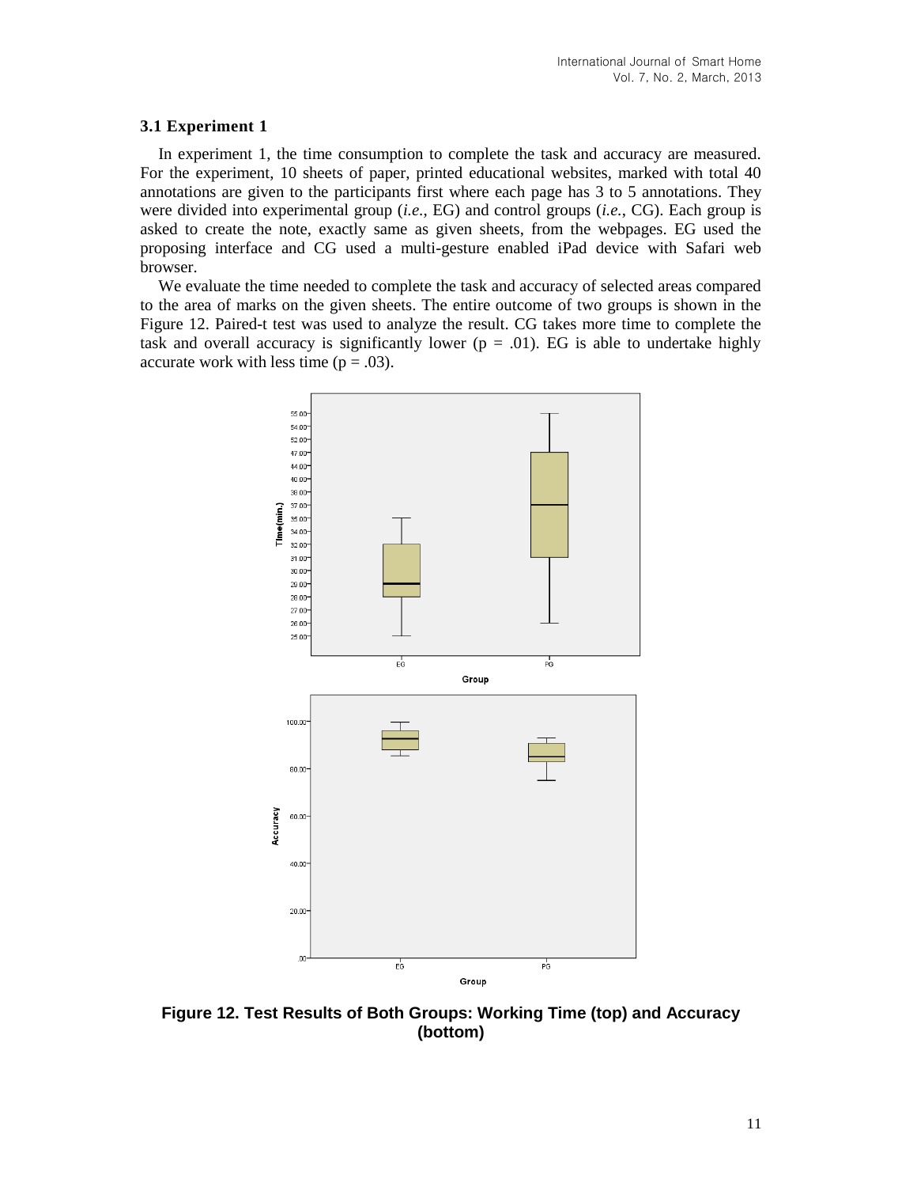### 3.1 Experiment 1

In experiment 1, the time consumption to complete the task and accuracy are measured. For the experiment, 10 sheets of paper, printed educational websites, marked with total 40 annotations are given to the participants first where each page has 3 to 5 annotations. They were divided into experimental group (*i.e.*, EG) and control groups (*i.e.*, CG). Each group is asked to create the note, exactly same as given sheets, from the webpages. EG used the proposing interface and CG used a multi-gesture enabled iPad device with Safari web browser.

We evaluate the time needed to complete the task and accuracy of selected areas compared to the area of marks on the given sheets. The entire outcome of two groups is shown in the Figure 12. Paired-t test was used to analyze the result. CG takes more time to complete the task and overall accuracy is significantly lower ($p = .01$). EG is able to undertake highly accurate work with less time ($p = .03$).

**Figure 12. Test Results of Both Groups: Working Time (top) and Accuracy (bottom)**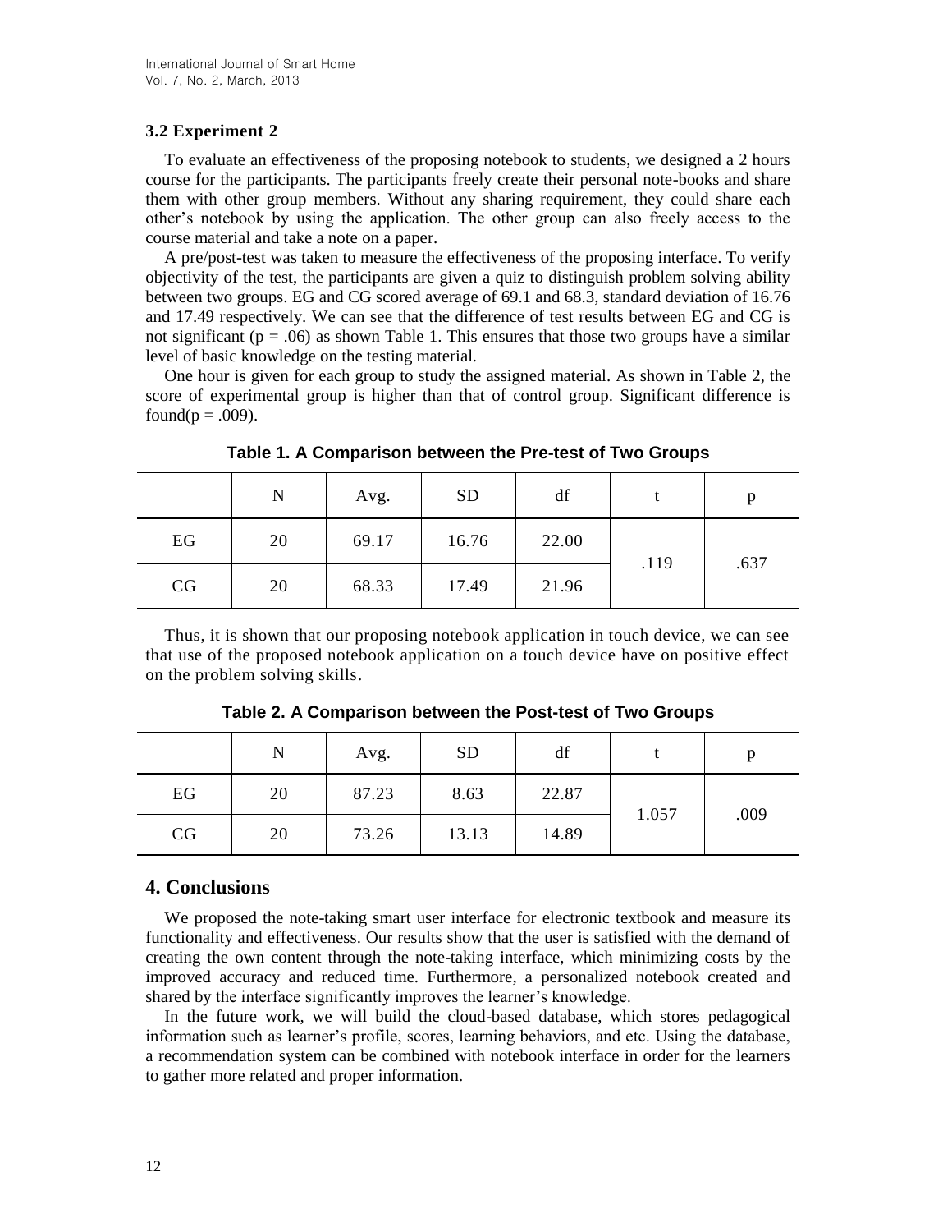### 3.2 Experiment 2

To evaluate an effectiveness of the proposing notebook to students, we designed a 2 hours course for the participants. The participants freely create their personal note-books and share them with other group members. Without any sharing requirement, they could share each other's notebook by using the application. The other group can also freely access to the course material and take a note on a paper.

A pre/post-test was taken to measure the effectiveness of the proposing interface. To verify objectivity of the test, the participants are given a quiz to distinguish problem solving ability between two groups. EG and CG scored average of 69.1 and 68.3, standard deviation of 16.76 and 17.49 respectively. We can see that the difference of test results between EG and CG is not significant ($p = .06$) as shown Table 1. This ensures that those two groups have a similar level of basic knowledge on the testing material.

One hour is given for each group to study the assigned material. As shown in Table 2, the score of experimental group is higher than that of control group. Significant difference is found($p = .009$).

**Table 1. A Comparison between the Pre-test of Two Groups**

| | N | Avg. | SD | df | t | p |
|---|---|---|---|---|---|---|
| EG | 20 | 69.17 | 16.76 | 22.00 | .119 | .637 |
| CG | 20 | 68.33 | 17.49 | 21.96 | | |

Thus, it is shown that our proposing notebook application in touch device, we can see that use of the proposed notebook application on a touch device have on positive effect on the problem solving skills.

**Table 2. A Comparison between the Post-test of Two Groups**

| | N | Avg. | SD | df | t | p |
|---|---|---|---|---|---|---|
| EG | 20 | 87.23 | 8.63 | 22.87 | 1.057 | .009 |
| CG | 20 | 73.26 | 13.13 | 14.89 | | |

## 4. Conclusions

We proposed the note-taking smart user interface for electronic textbook and measure its functionality and effectiveness. Our results show that the user is satisfied with the demand of creating the own content through the note-taking interface, which minimizing costs by the improved accuracy and reduced time. Furthermore, a personalized notebook created and shared by the interface significantly improves the learner's knowledge.

In the future work, we will build the cloud-based database, which stores pedagogical information such as learner's profile, scores, learning behaviors, and etc. Using the database, a recommendation system can be combined with notebook interface in order for the learners to gather more related and proper information.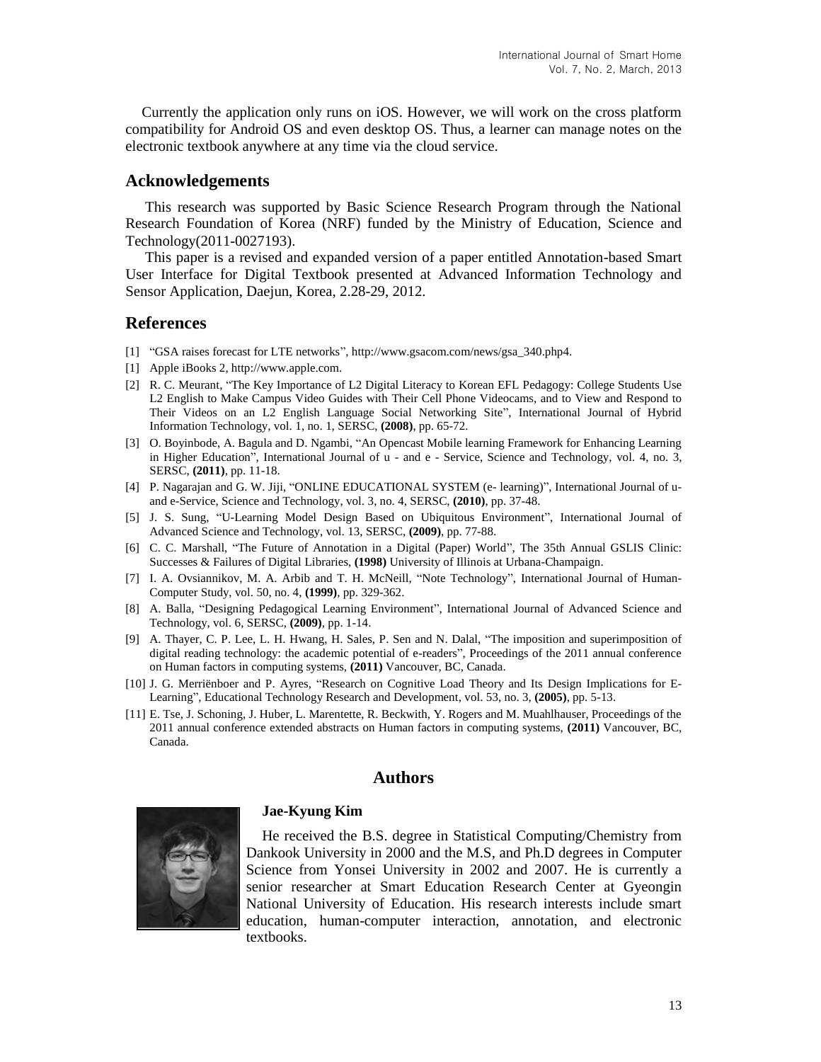Currently the application only runs on iOS. However, we will work on the cross platform compatibility for Android OS and even desktop OS. Thus, a learner can manage notes on the electronic textbook anywhere at any time via the cloud service.

## Acknowledgements

This research was supported by Basic Science Research Program through the National Research Foundation of Korea (NRF) funded by the Ministry of Education, Science and Technology(2011-0027193).

This paper is a revised and expanded version of a paper entitled Annotation-based Smart User Interface for Digital Textbook presented at Advanced Information Technology and Sensor Application, Daejun, Korea, 2.28-29, 2012.

## References

[1] "GSA raises forecast for LTE networks", http://www.gsacom.com/news/gsa_340.php4.

[1] Apple iBooks 2, http://www.apple.com.

[2] R. C. Meurant, "The Key Importance of L2 Digital Literacy to Korean EFL Pedagogy: College Students Use L2 English to Make Campus Video Guides with Their Cell Phone Videocams, and to View and Respond to Their Videos on an L2 English Language Social Networking Site", International Journal of Hybrid Information Technology, vol. 1, no. 1, SERSC, **(2008)**, pp. 65-72.

[3] O. Boyinbode, A. Bagula and D. Ngambi, "An Opencast Mobile learning Framework for Enhancing Learning in Higher Education", International Journal of u - and e - Service, Science and Technology, vol. 4, no. 3, SERSC, **(2011)**, pp. 11-18.

[4] P. Nagarajan and G. W. Jiji, "ONLINE EDUCATIONAL SYSTEM (e- learning)", International Journal of u-and e-Service, Science and Technology, vol. 3, no. 4, SERSC, **(2010)**, pp. 37-48.

[5] J. S. Sung, "U-Learning Model Design Based on Ubiquitous Environment", International Journal of Advanced Science and Technology, vol. 13, SERSC, **(2009)**, pp. 77-88.

[6] C. C. Marshall, "The Future of Annotation in a Digital (Paper) World", The 35th Annual GSLIS Clinic: Successes & Failures of Digital Libraries, **(1998)** University of Illinois at Urbana-Champaign.

[7] I. A. Ovsiannikov, M. A. Arbib and T. H. McNeill, "Note Technology", International Journal of Human-Computer Study, vol. 50, no. 4, **(1999)**, pp. 329-362.

[8] A. Balla, "Designing Pedagogical Learning Environment", International Journal of Advanced Science and Technology, vol. 6, SERSC, **(2009)**, pp. 1-14.

[9] A. Thayer, C. P. Lee, L. H. Hwang, H. Sales, P. Sen and N. Dalal, "The imposition and superimposition of digital reading technology: the academic potential of e-readers", Proceedings of the 2011 annual conference on Human factors in computing systems, **(2011)** Vancouver, BC, Canada.

[10] J. G. Merriënboer and P. Ayres, "Research on Cognitive Load Theory and Its Design Implications for E-Learning", Educational Technology Research and Development, vol. 53, no. 3, **(2005)**, pp. 5-13.

[11] E. Tse, J. Schoning, J. Huber, L. Marentette, R. Beckwith, Y. Rogers and M. Muahlhauser, Proceedings of the 2011 annual conference extended abstracts on Human factors in computing systems, **(2011)** Vancouver, BC, Canada.

## Authors

**Jae-Kyung Kim**

He received the B.S. degree in Statistical Computing/Chemistry from Dankook University in 2000 and the M.S, and Ph.D degrees in Computer Science from Yonsei University in 2002 and 2007. He is currently a senior researcher at Smart Education Research Center at Gyeongin National University of Education. His research interests include smart education, human-computer interaction, annotation, and electronic textbooks.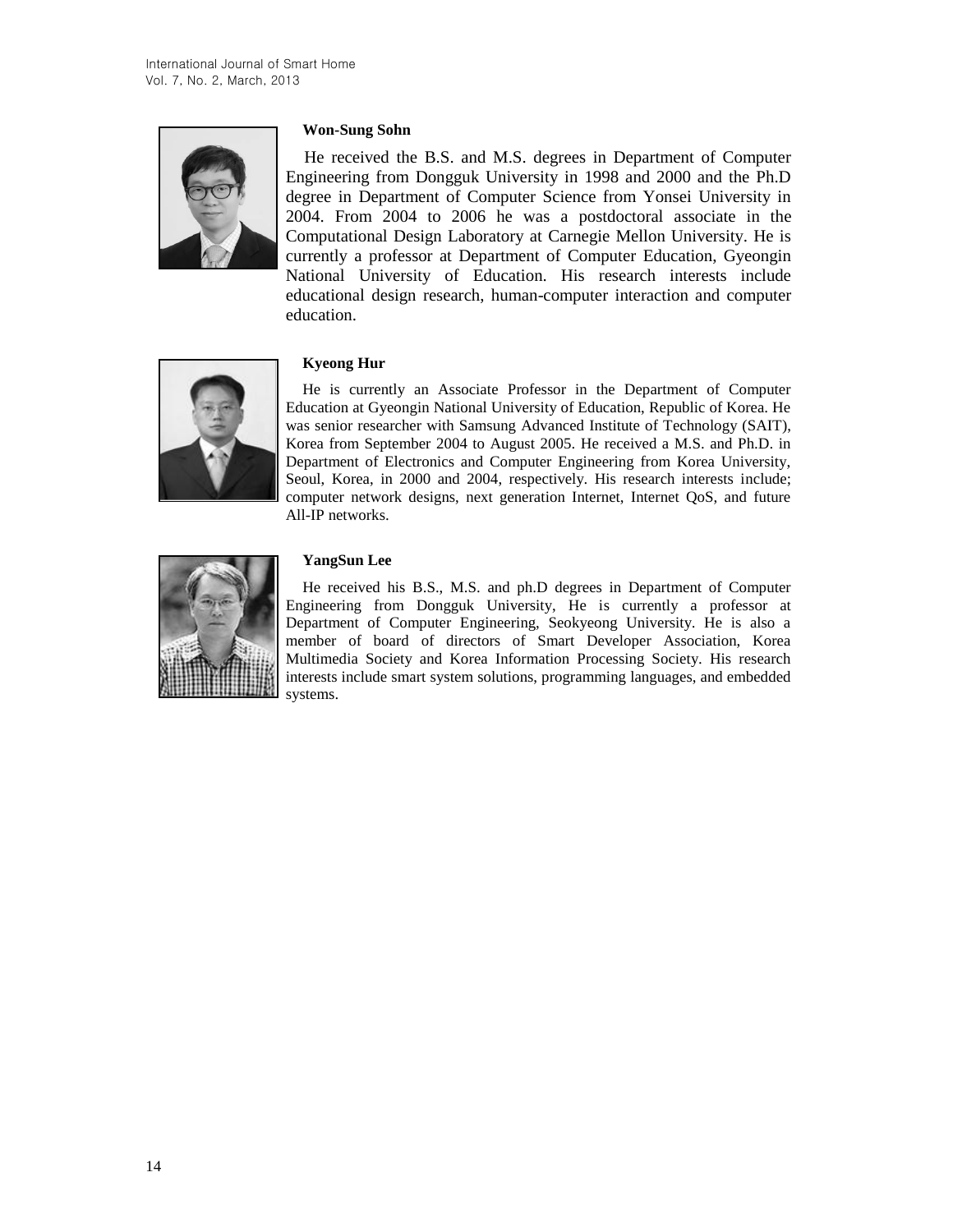**Won-Sung Sohn**

He received the B.S. and M.S. degrees in Department of Computer Engineering from Dongguk University in 1998 and 2000 and the Ph.D degree in Department of Computer Science from Yonsei University in 2004. From 2004 to 2006 he was a postdoctoral associate in the Computational Design Laboratory at Carnegie Mellon University. He is currently a professor at Department of Computer Education, Gyeongin National University of Education. His research interests include educational design research, human-computer interaction and computer education.

**Kyeong Hur**

He is currently an Associate Professor in the Department of Computer Education at Gyeongin National University of Education, Republic of Korea. He was senior researcher with Samsung Advanced Institute of Technology (SAIT), Korea from September 2004 to August 2005. He received a M.S. and Ph.D. in Department of Electronics and Computer Engineering from Korea University, Seoul, Korea, in 2000 and 2004, respectively. His research interests include; computer network designs, next generation Internet, Internet QoS, and future All-IP networks.

**YangSun Lee**

He received his B.S., M.S. and ph.D degrees in Department of Computer Engineering from Dongguk University, He is currently a professor at Department of Computer Engineering, Seokyeong University. He is also a member of board of directors of Smart Developer Association, Korea Multimedia Society and Korea Information Processing Society. His research interests include smart system solutions, programming languages, and embedded systems.